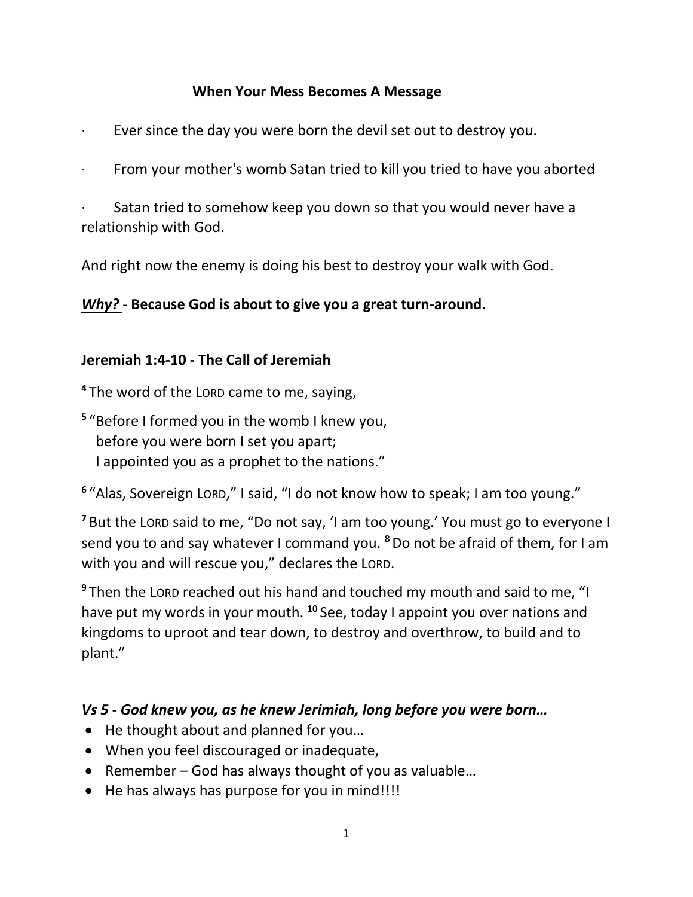**When Your Mess Becomes A Message**

· Ever since the day you were born the devil set out to destroy you.

· From your mother's womb Satan tried to kill you tried to have you aborted

· Satan tried to somehow keep you down so that you would never have a relationship with God.

And right now the enemy is doing his best to destroy your walk with God.

***Why?*** - **Because God is about to give you a great turn-around.**

**Jeremiah 1:4-10 - The Call of Jeremiah**

**4** The word of the LORD came to me, saying,

**5** "Before I formed you in the womb I knew you,
before you were born I set you apart;
I appointed you as a prophet to the nations."

**6** "Alas, Sovereign LORD," I said, "I do not know how to speak; I am too young."

**7** But the LORD said to me, "Do not say, 'I am too young.' You must go to everyone I send you to and say whatever I command you. **8** Do not be afraid of them, for I am with you and will rescue you," declares the LORD.

**9** Then the LORD reached out his hand and touched my mouth and said to me, "I have put my words in your mouth. **10** See, today I appoint you over nations and kingdoms to uproot and tear down, to destroy and overthrow, to build and to plant."

***Vs 5 - God knew you, as he knew Jerimiah, long before you were born…***

- He thought about and planned for you…
- When you feel discouraged or inadequate,
- Remember – God has always thought of you as valuable…
- He has always has purpose for you in mind!!!!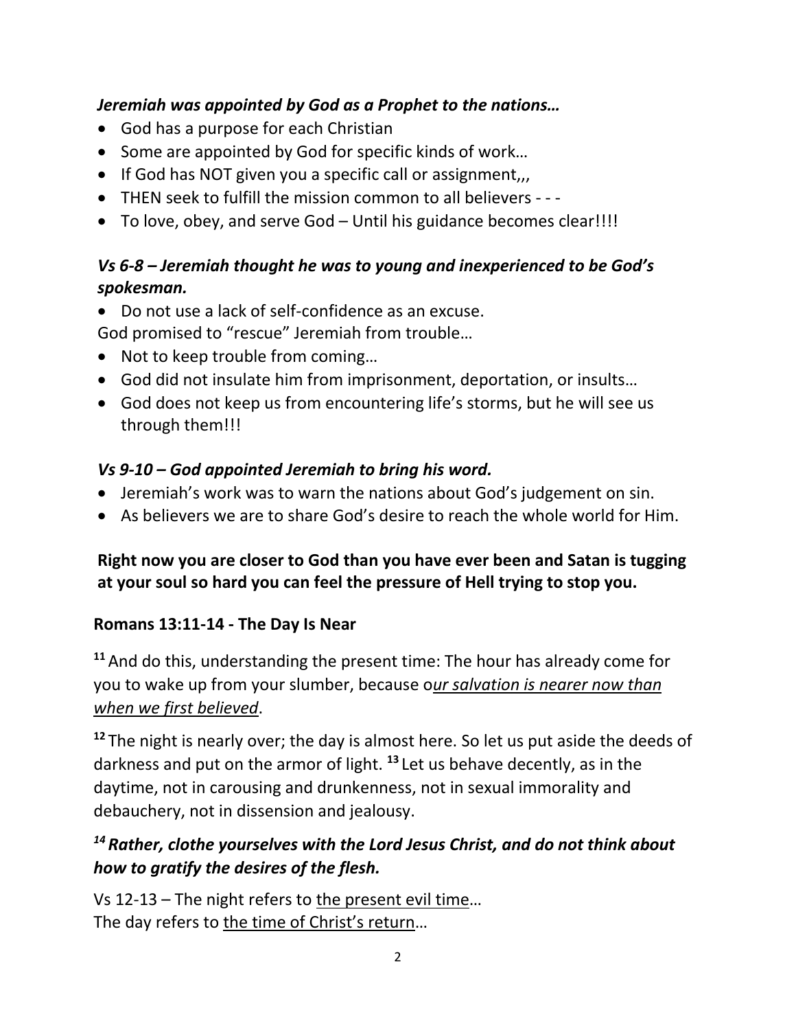***Jeremiah was appointed by God as a Prophet to the nations…***

- God has a purpose for each Christian
- Some are appointed by God for specific kinds of work…
- If God has NOT given you a specific call or assignment,,,
- THEN seek to fulfill the mission common to all believers - - -
- To love, obey, and serve God – Until his guidance becomes clear!!!!

***Vs 6-8 – Jeremiah thought he was to young and inexperienced to be God's spokesman.***

- Do not use a lack of self-confidence as an excuse.

God promised to "rescue" Jeremiah from trouble…

- Not to keep trouble from coming…
- God did not insulate him from imprisonment, deportation, or insults…
- God does not keep us from encountering life's storms, but he will see us through them!!!

***Vs 9-10 – God appointed Jeremiah to bring his word.***

- Jeremiah's work was to warn the nations about God's judgement on sin.
- As believers we are to share God's desire to reach the whole world for Him.

**Right now you are closer to God than you have ever been and Satan is tugging at your soul so hard you can feel the pressure of Hell trying to stop you.**

**Romans 13:11-14 - The Day Is Near**

**11** And do this, understanding the present time: The hour has already come for you to wake up from your slumber, because o*<u>ur salvation is nearer now than when we first believed</u>*.

**12** The night is nearly over; the day is almost here. So let us put aside the deeds of darkness and put on the armor of light. **13** Let us behave decently, as in the daytime, not in carousing and drunkenness, not in sexual immorality and debauchery, not in dissension and jealousy.

***14 Rather, clothe yourselves with the Lord Jesus Christ, and do not think about how to gratify the desires of the flesh.***

Vs 12-13 – The night refers to <u>the present evil time</u>…
The day refers to <u>the time of Christ's return</u>…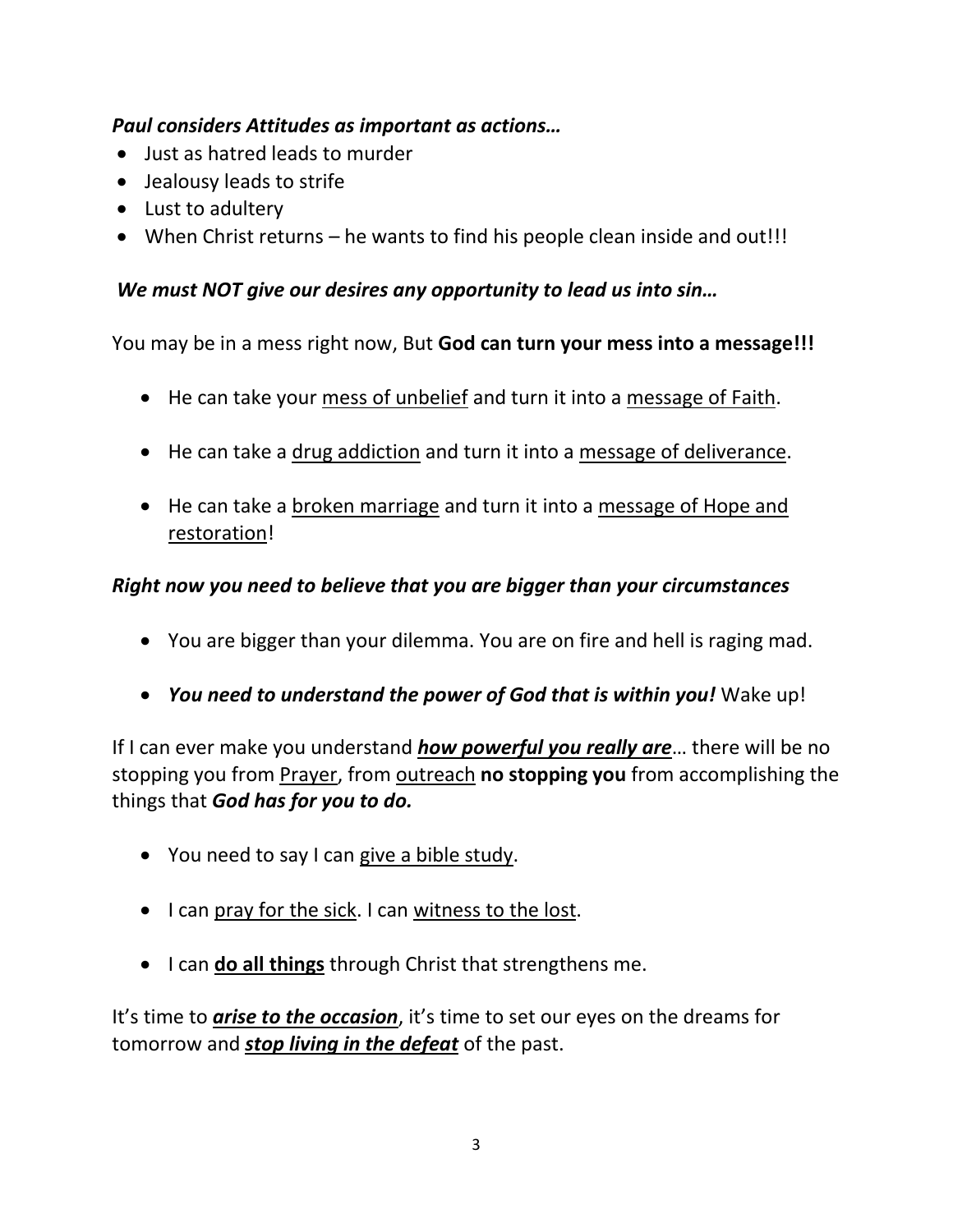***Paul considers Attitudes as important as actions…***

- Just as hatred leads to murder
- Jealousy leads to strife
- Lust to adultery
- When Christ returns – he wants to find his people clean inside and out!!!

***We must NOT give our desires any opportunity to lead us into sin…***

You may be in a mess right now, But **God can turn your mess into a message!!!**

- He can take your <u>mess of unbelief</u> and turn it into a <u>message of Faith</u>.
- He can take a <u>drug addiction</u> and turn it into a <u>message of deliverance</u>.
- He can take a <u>broken marriage</u> and turn it into a <u>message of Hope and restoration</u>!

***Right now you need to believe that you are bigger than your circumstances***

- You are bigger than your dilemma. You are on fire and hell is raging mad.
- ***You need to understand the power of God that is within you!*** Wake up!

If I can ever make you understand ***<u>how powerful you really are</u>***… there will be no stopping you from <u>Prayer</u>, from <u>outreach</u> **no stopping you** from accomplishing the things that ***God has for you to do.***

- You need to say I can <u>give a bible study</u>.
- I can <u>pray for the sick</u>. I can <u>witness to the lost</u>.
- I can **<u>do all things</u>** through Christ that strengthens me.

It's time to ***<u>arise to the occasion</u>***, it's time to set our eyes on the dreams for tomorrow and ***<u>stop living in the defeat</u>*** of the past.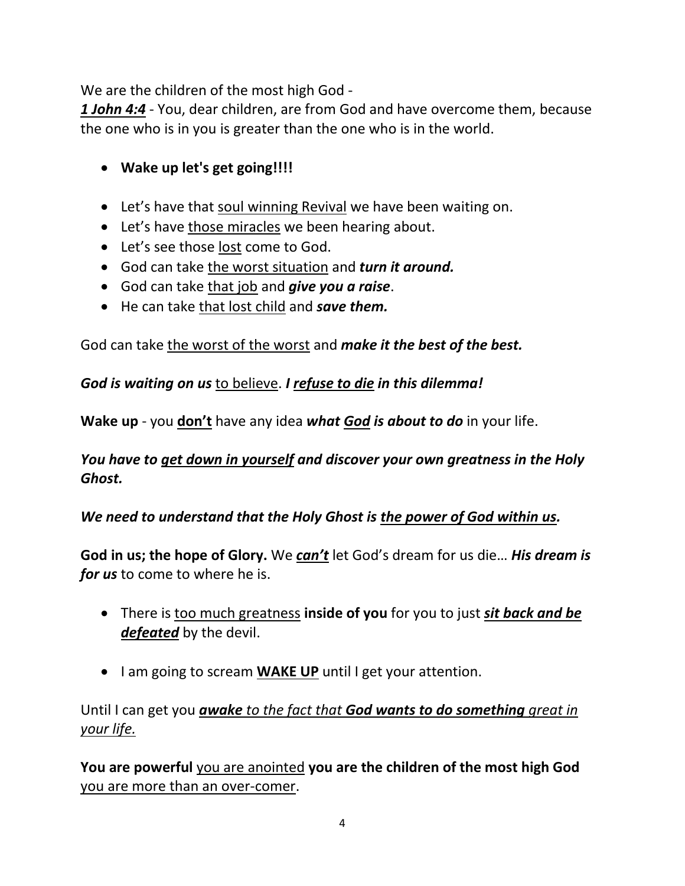We are the children of the most high God -
***<u>1 John 4:4</u>*** - You, dear children, are from God and have overcome them, because the one who is in you is greater than the one who is in the world.

- **Wake up let's get going!!!!**

- Let's have that <u>soul winning Revival</u> we have been waiting on.
- Let's have <u>those miracles</u> we been hearing about.
- Let's see those <u>lost</u> come to God.
- God can take <u>the worst situation</u> and ***turn it around.***
- God can take <u>that job</u> and ***give you a raise***.
- He can take <u>that lost child</u> and ***save them.***

God can take <u>the worst of the worst</u> and ***make it the best of the best.***

***God is waiting on us*** <u>to believe</u>. ***I <u>refuse to die</u> in this dilemma!***

**Wake up** - you **<u>don't</u>** have any idea ***what <u>God</u> is about to do*** in your life.

***You have to <u>get down in yourself</u> and discover your own greatness in the Holy Ghost.***

***We need to understand that the Holy Ghost is <u>the power of God within us</u>.***

**God in us; the hope of Glory.** We ***<u>can't</u>*** let God's dream for us die… ***His dream is for us*** to come to where he is.

- There is <u>too much greatness</u> **inside of you** for you to just ***<u>sit back and be defeated</u>*** by the devil.

- I am going to scream **<u>WAKE UP</u>** until I get your attention.

Until I can get you ***<u>awake</u>*** *<u>to the fact that</u>* ***<u>God wants to do something</u>*** *<u>great in your life.</u>*

**You are powerful** <u>you are anointed</u> **you are the children of the most high God** <u>you are more than an over-comer</u>.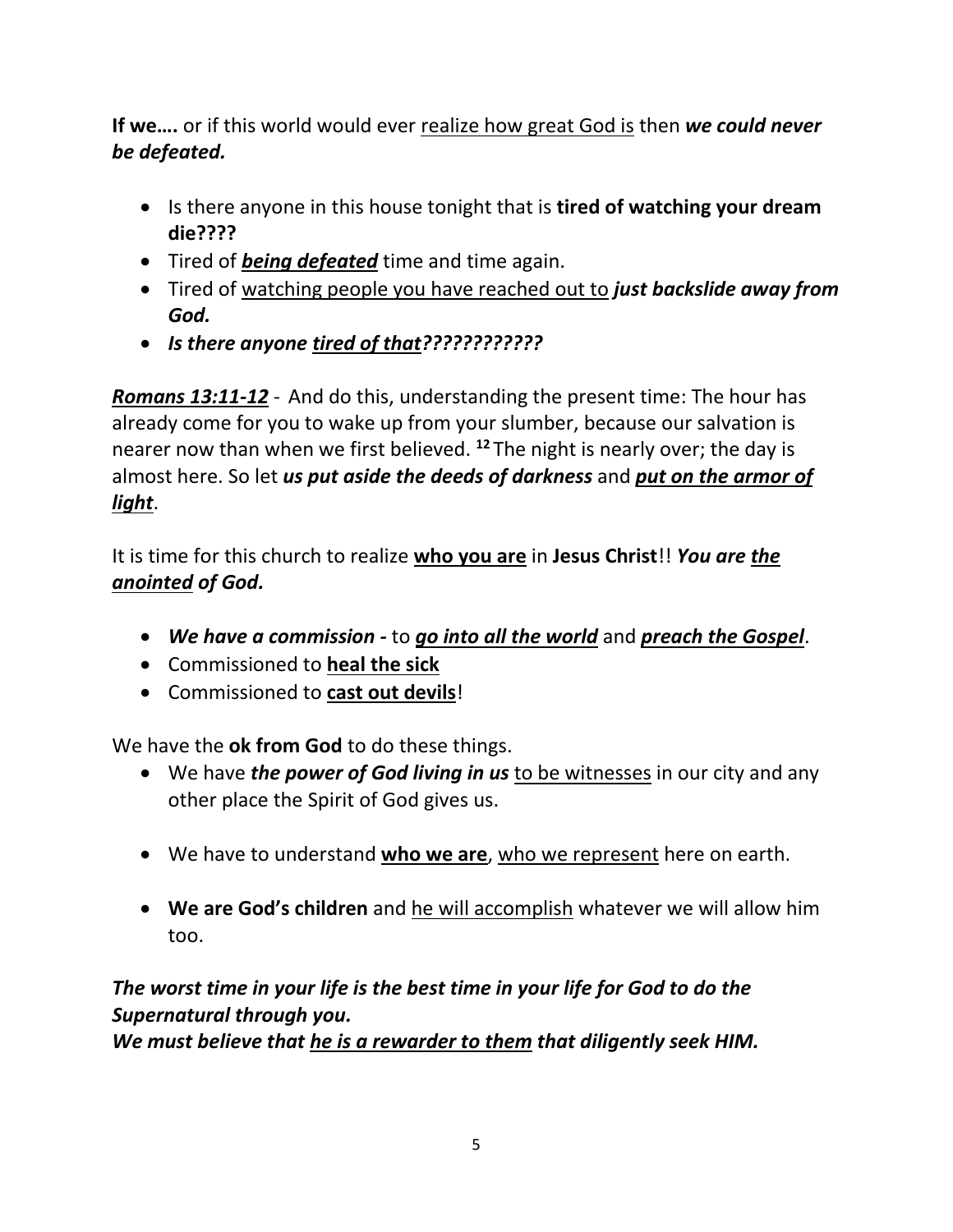**If we….** or if this world would ever <u>realize how great God is</u> then ***we could never be defeated.***

- Is there anyone in this house tonight that is **tired of watching your dream die????**
- Tired of ***<u>being defeated</u>*** time and time again.
- Tired of <u>watching people you have reached out to</u> ***just backslide away from God.***
- ***Is there anyone <u>tired of that</u>????????????***

***<u>Romans 13:11-12</u>*** - And do this, understanding the present time: The hour has already come for you to wake up from your slumber, because our salvation is nearer now than when we first believed. **12** The night is nearly over; the day is almost here. So let ***us put aside the deeds of darkness*** and ***<u>put on the armor of light</u>***.

It is time for this church to realize **<u>who you are</u>** in **Jesus Christ**!! ***You are <u>the anointed</u> of God.***

- ***We have a commission -*** to ***<u>go into all the world</u>*** and ***<u>preach the Gospel</u>***.
- Commissioned to **<u>heal the sick</u>**
- Commissioned to **<u>cast out devils</u>**!

We have the **ok from God** to do these things.

- We have ***the power of God living in us*** <u>to be witnesses</u> in our city and any other place the Spirit of God gives us.
- We have to understand **<u>who we are</u>**, <u>who we represent</u> here on earth.
- **We are God's children** and <u>he will accomplish</u> whatever we will allow him too.

***The worst time in your life is the best time in your life for God to do the Supernatural through you.***
***We must believe that <u>he is a rewarder to them</u> that diligently seek HIM.***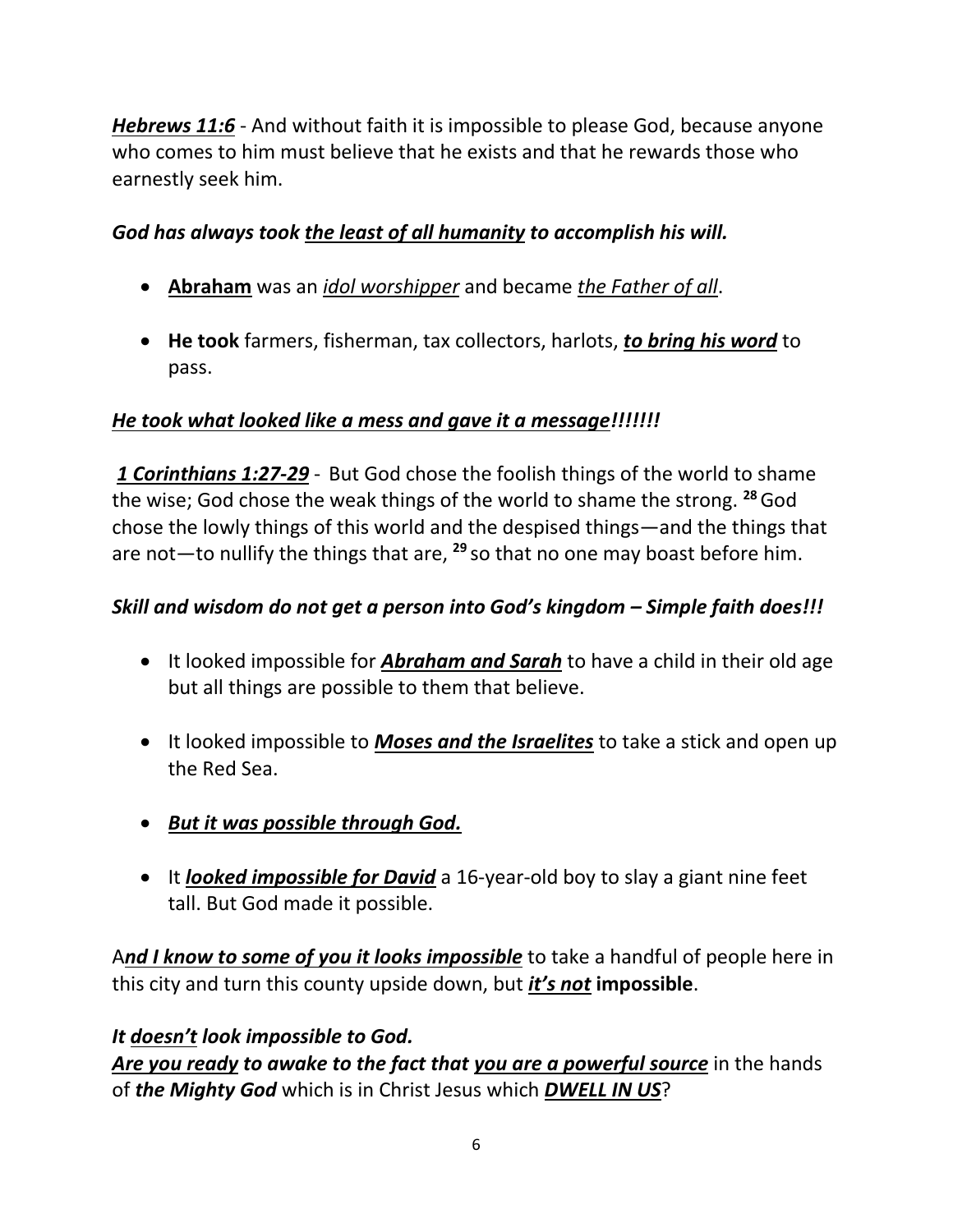***Hebrews 11:6*** - And without faith it is impossible to please God, because anyone who comes to him must believe that he exists and that he rewards those who earnestly seek him.

***God has always took <u>the least of all humanity</u> to accomplish his will.***

- **<u>Abraham</u>** was an *<u>idol worshipper</u>* and became *<u>the Father of all</u>*.

- **He took** farmers, fisherman, tax collectors, harlots, ***<u>to bring his word</u>*** to pass.

***<u>He took what looked like a mess and gave it a message</u>!!!!!!!***

***<u>1 Corinthians 1:27-29</u>*** - But God chose the foolish things of the world to shame the wise; God chose the weak things of the world to shame the strong. [28] God chose the lowly things of this world and the despised things—and the things that are not—to nullify the things that are, [29] so that no one may boast before him.

***Skill and wisdom do not get a person into God's kingdom – Simple faith does!!!***

- It looked impossible for ***<u>Abraham and Sarah</u>*** to have a child in their old age but all things are possible to them that believe.

- It looked impossible to ***<u>Moses and the Israelites</u>*** to take a stick and open up the Red Sea.

- ***<u>But it was possible through God.</u>***

- It ***<u>looked impossible for David</u>*** a 16-year-old boy to slay a giant nine feet tall. But God made it possible.

A***<u>nd I know to some of you it looks impossible</u>*** to take a handful of people here in this city and turn this county upside down, but ***<u>it's not</u>*** **impossible**.

***It <u>doesn't</u> look impossible to God.***
***<u>Are you ready</u> to awake to the fact that <u>you are a powerful source</u>*** in the hands of ***the Mighty God*** which is in Christ Jesus which ***<u>DWELL IN US</u>***?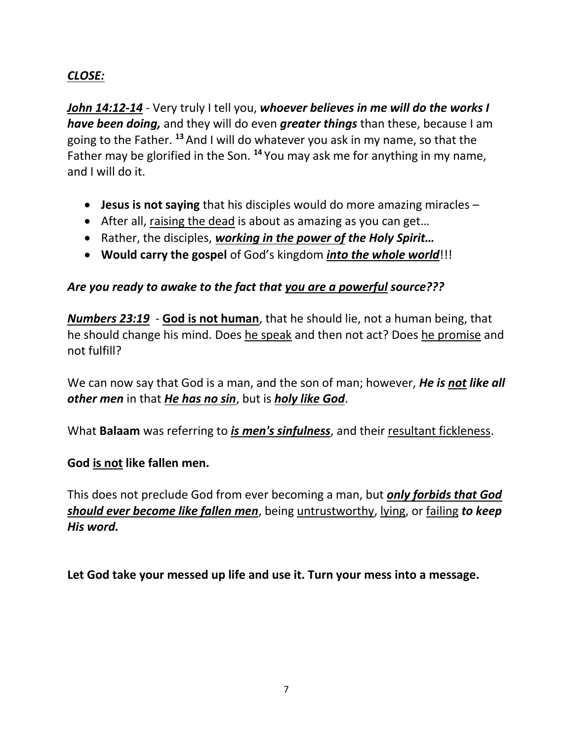***CLOSE:***

***John 14:12-14*** - Very truly I tell you, ***whoever believes in me will do the works I have been doing,*** and they will do even ***greater things*** than these, because I am going to the Father. [13] And I will do whatever you ask in my name, so that the Father may be glorified in the Son. [14] You may ask me for anything in my name, and I will do it.

- **Jesus is not saying** that his disciples would do more amazing miracles –
- After all, raising the dead is about as amazing as you can get…
- Rather, the disciples, ***working in the power of the Holy Spirit…***
- **Would carry the gospel** of God's kingdom ***into the whole world***!!!

***Are you ready to awake to the fact that you are a powerful source???***

***Numbers 23:19*** - **God is not human**, that he should lie, not a human being, that he should change his mind. Does he speak and then not act? Does he promise and not fulfill?

We can now say that God is a man, and the son of man; however, ***He is not like all other men*** in that ***He has no sin***, but is ***holy like God***.

What **Balaam** was referring to ***is men's sinfulness***, and their resultant fickleness.

**God is not like fallen men.**

This does not preclude God from ever becoming a man, but ***only forbids that God should ever become like fallen men***, being untrustworthy, lying, or failing ***to keep His word.***

**Let God take your messed up life and use it. Turn your mess into a message.**